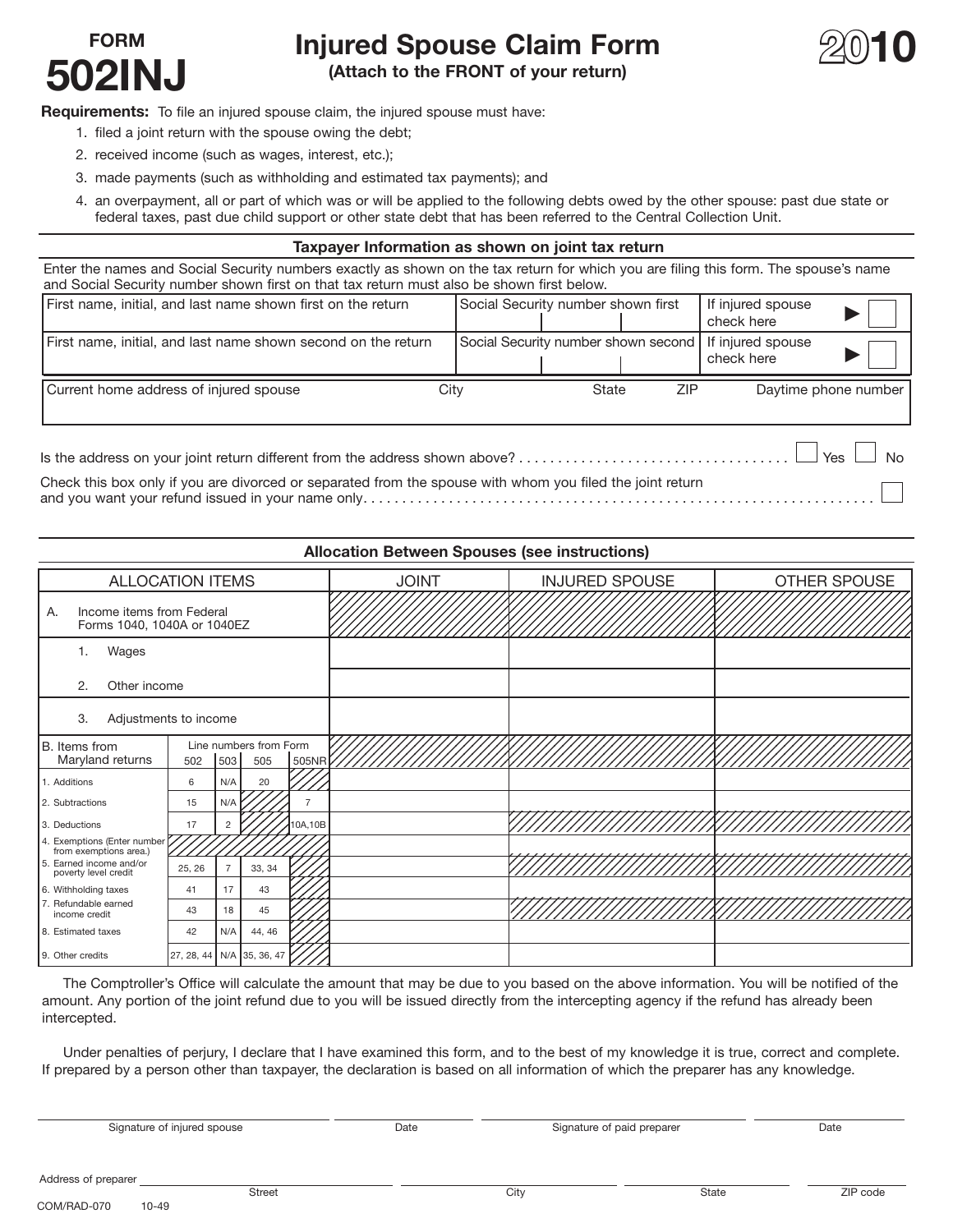# FORM 502INJ

## Injured Spouse Claim Form

**(Attach to the FRONT of your return)**

**2010**

**Requirements:** To file an injured spouse claim, the injured spouse must have:

1. filed a joint return with the spouse owing the debt;
2. received income (such as wages, interest, etc.);
3. made payments (such as withholding and estimated tax payments); and
4. an overpayment, all or part of which was or will be applied to the following debts owed by the other spouse: past due state or federal taxes, past due child support or other state debt that has been referred to the Central Collection Unit.

### Taxpayer Information as shown on joint tax return

Enter the names and Social Security numbers exactly as shown on the tax return for which you are filing this form. The spouse's name and Social Security number shown first on that tax return must also be shown first below.

| First name, initial, and last name shown first on the return | Social Security number shown first | If injured spouse check here ▶ ☐ |
|---|---|---|
| First name, initial, and last name shown second on the return | Social Security number shown second | If injured spouse check here ▶ ☐ |

| Current home address of injured spouse | City | State | ZIP | Daytime phone number |
|---|---|---|---|---|
| | | | | |

Is the address on your joint return different from the address shown above? .................................... ☐ Yes ☐ No

Check this box only if you are divorced or separated from the spouse with whom you filed the joint return and you want your refund issued in your name only......................................................................... ☐

### Allocation Between Spouses (see instructions)

| ALLOCATION ITEMS | | | | | JOINT | INJURED SPOUSE | OTHER SPOUSE |
|---|---|---|---|---|---|---|---|
| A. Income items from Federal Forms 1040, 1040A or 1040EZ | | | | | | | |
| 1. Wages | | | | | | | |
| 2. Other income | | | | | | | |
| 3. Adjustments to income | | | | | | | |
| B. Items from Maryland returns | Line numbers from Form 502 | 503 | 505 | 505NR | | | |
| 1. Additions | 6 | N/A | 20 | | | | |
| 2. Subtractions | 15 | N/A | | 7 | | | |
| 3. Deductions | 17 | 2 | | 10A,10B | | | |
| 4. Exemptions (Enter number from exemptions area.) | | | | | | | |
| 5. Earned income and/or poverty level credit | 25, 26 | 7 | 33, 34 | | | | |
| 6. Withholding taxes | 41 | 17 | 43 | | | | |
| 7. Refundable earned income credit | 43 | 18 | 45 | | | | |
| 8. Estimated taxes | 42 | N/A | 44, 46 | | | | |
| 9. Other credits | 27, 28, 44 | N/A | 35, 36, 47 | | | | |

The Comptroller's Office will calculate the amount that may be due to you based on the above information. You will be notified of the amount. Any portion of the joint refund due to you will be issued directly from the intercepting agency if the refund has already been intercepted.

Under penalties of perjury, I declare that I have examined this form, and to the best of my knowledge it is true, correct and complete. If prepared by a person other than taxpayer, the declaration is based on all information of which the preparer has any knowledge.

| Signature of injured spouse | Date | Signature of paid preparer | Date |
|---|---|---|---|

Address of preparer

| Street | City | State | ZIP code |
|---|---|---|---|

COM/RAD-070 10-49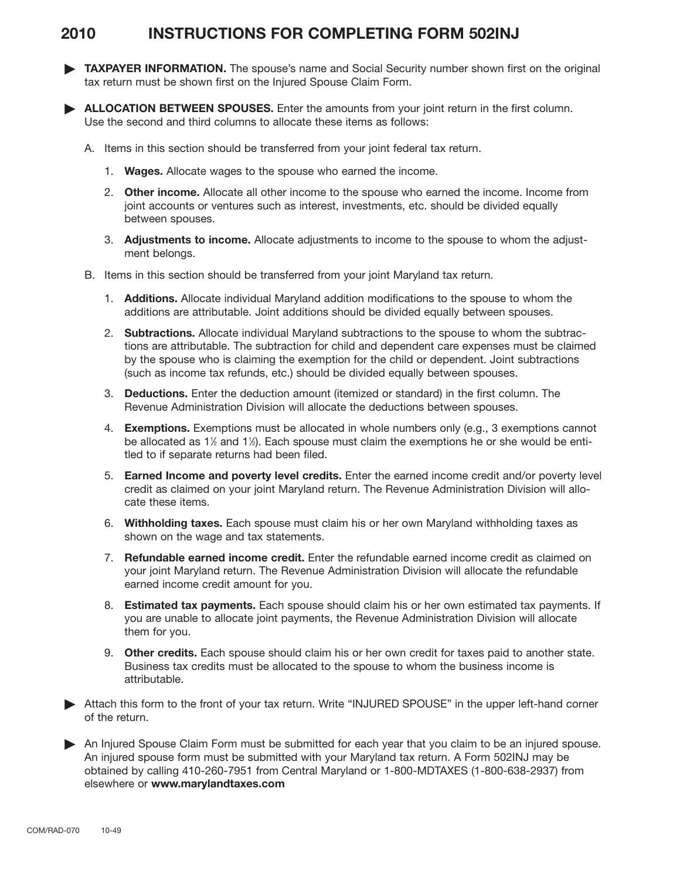# 2010 INSTRUCTIONS FOR COMPLETING FORM 502INJ

- **TAXPAYER INFORMATION.** The spouse's name and Social Security number shown first on the original tax return must be shown first on the Injured Spouse Claim Form.

- **ALLOCATION BETWEEN SPOUSES.** Enter the amounts from your joint return in the first column. Use the second and third columns to allocate these items as follows:

  A. Items in this section should be transferred from your joint federal tax return.

     1. **Wages.** Allocate wages to the spouse who earned the income.
     2. **Other income.** Allocate all other income to the spouse who earned the income. Income from joint accounts or ventures such as interest, investments, etc. should be divided equally between spouses.
     3. **Adjustments to income.** Allocate adjustments to income to the spouse to whom the adjustment belongs.

  B. Items in this section should be transferred from your joint Maryland tax return.

     1. **Additions.** Allocate individual Maryland addition modifications to the spouse to whom the additions are attributable. Joint additions should be divided equally between spouses.
     2. **Subtractions.** Allocate individual Maryland subtractions to the spouse to whom the subtractions are attributable. The subtraction for child and dependent care expenses must be claimed by the spouse who is claiming the exemption for the child or dependent. Joint subtractions (such as income tax refunds, etc.) should be divided equally between spouses.
     3. **Deductions.** Enter the deduction amount (itemized or standard) in the first column. The Revenue Administration Division will allocate the deductions between spouses.
     4. **Exemptions.** Exemptions must be allocated in whole numbers only (e.g., 3 exemptions cannot be allocated as 1½ and 1½). Each spouse must claim the exemptions he or she would be entitled to if separate returns had been filed.
     5. **Earned Income and poverty level credits.** Enter the earned income credit and/or poverty level credit as claimed on your joint Maryland return. The Revenue Administration Division will allocate these items.
     6. **Withholding taxes.** Each spouse must claim his or her own Maryland withholding taxes as shown on the wage and tax statements.
     7. **Refundable earned income credit.** Enter the refundable earned income credit as claimed on your joint Maryland return. The Revenue Administration Division will allocate the refundable earned income credit amount for you.
     8. **Estimated tax payments.** Each spouse should claim his or her own estimated tax payments. If you are unable to allocate joint payments, the Revenue Administration Division will allocate them for you.
     9. **Other credits.** Each spouse should claim his or her own credit for taxes paid to another state. Business tax credits must be allocated to the spouse to whom the business income is attributable.

- Attach this form to the front of your tax return. Write "INJURED SPOUSE" in the upper left-hand corner of the return.

- An Injured Spouse Claim Form must be submitted for each year that you claim to be an injured spouse. An injured spouse form must be submitted with your Maryland tax return. A Form 502INJ may be obtained by calling 410-260-7951 from Central Maryland or 1-800-MDTAXES (1-800-638-2937) from elsewhere or **www.marylandtaxes.com**

COM/RAD-070 10-49